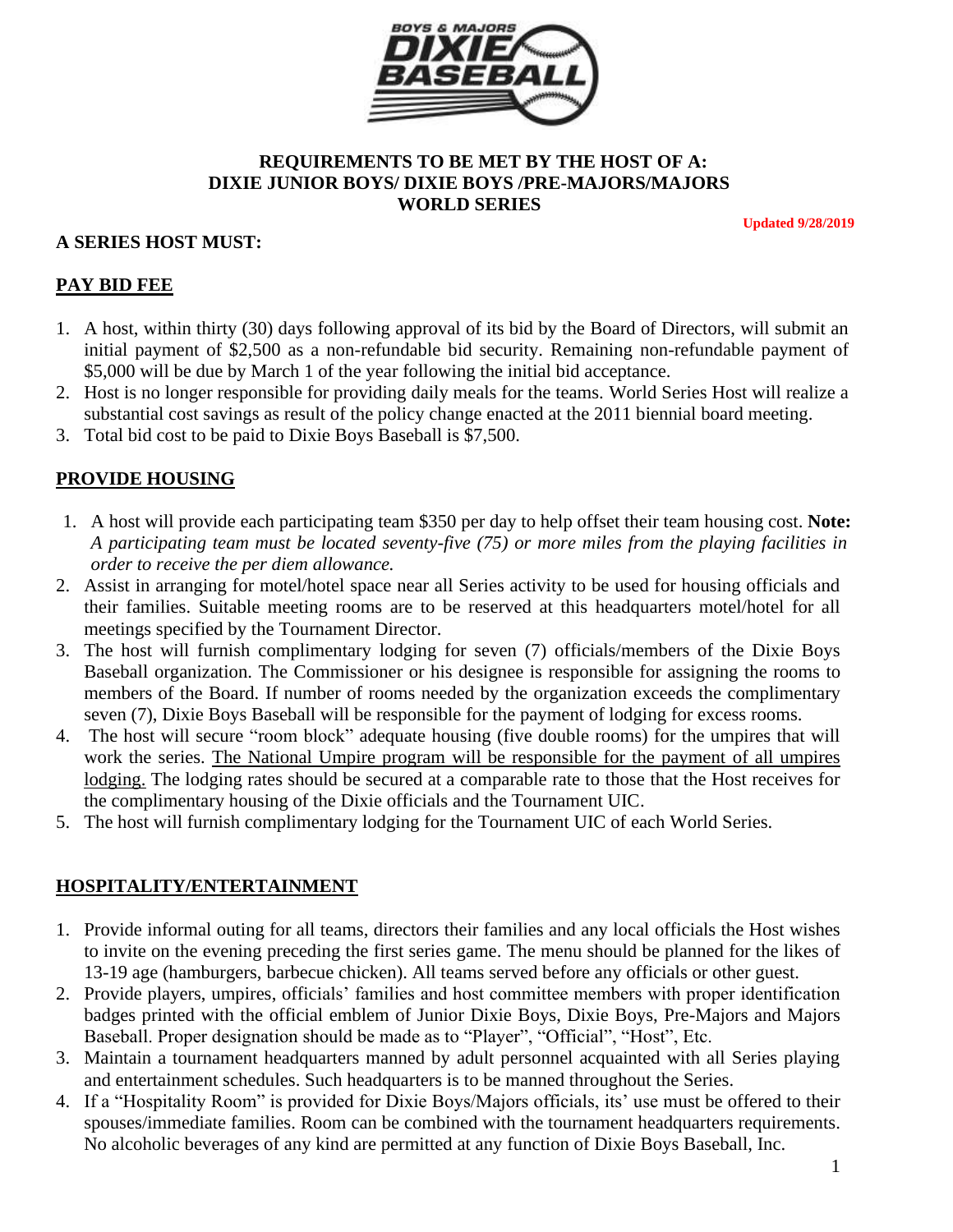# REQUIREMENTS TO BE MET BY THE HOST OF A: DIXIE JUNIOR BOYS/ DIXIE BOYS /PRE-MAJORS/MAJORS WORLD SERIES

Updated 9/28/2019

**A SERIES HOST MUST:**

## PAY BID FEE

1. A host, within thirty (30) days following approval of its bid by the Board of Directors, will submit an initial payment of $2,500 as a non-refundable bid security. Remaining non-refundable payment of $5,000 will be due by March 1 of the year following the initial bid acceptance.
2. Host is no longer responsible for providing daily meals for the teams. World Series Host will realize a substantial cost savings as result of the policy change enacted at the 2011 biennial board meeting.
3. Total bid cost to be paid to Dixie Boys Baseball is $7,500.

## PROVIDE HOUSING

1. A host will provide each participating team $350 per day to help offset their team housing cost. **Note:** *A participating team must be located seventy-five (75) or more miles from the playing facilities in order to receive the per diem allowance.*
2. Assist in arranging for motel/hotel space near all Series activity to be used for housing officials and their families. Suitable meeting rooms are to be reserved at this headquarters motel/hotel for all meetings specified by the Tournament Director.
3. The host will furnish complimentary lodging for seven (7) officials/members of the Dixie Boys Baseball organization. The Commissioner or his designee is responsible for assigning the rooms to members of the Board. If number of rooms needed by the organization exceeds the complimentary seven (7), Dixie Boys Baseball will be responsible for the payment of lodging for excess rooms.
4. The host will secure "room block" adequate housing (five double rooms) for the umpires that will work the series. The National Umpire program will be responsible for the payment of all umpires lodging. The lodging rates should be secured at a comparable rate to those that the Host receives for the complimentary housing of the Dixie officials and the Tournament UIC.
5. The host will furnish complimentary lodging for the Tournament UIC of each World Series.

## HOSPITALITY/ENTERTAINMENT

1. Provide informal outing for all teams, directors their families and any local officials the Host wishes to invite on the evening preceding the first series game. The menu should be planned for the likes of 13-19 age (hamburgers, barbecue chicken). All teams served before any officials or other guest.
2. Provide players, umpires, officials' families and host committee members with proper identification badges printed with the official emblem of Junior Dixie Boys, Dixie Boys, Pre-Majors and Majors Baseball. Proper designation should be made as to "Player", "Official", "Host", Etc.
3. Maintain a tournament headquarters manned by adult personnel acquainted with all Series playing and entertainment schedules. Such headquarters is to be manned throughout the Series.
4. If a "Hospitality Room" is provided for Dixie Boys/Majors officials, its' use must be offered to their spouses/immediate families. Room can be combined with the tournament headquarters requirements. No alcoholic beverages of any kind are permitted at any function of Dixie Boys Baseball, Inc.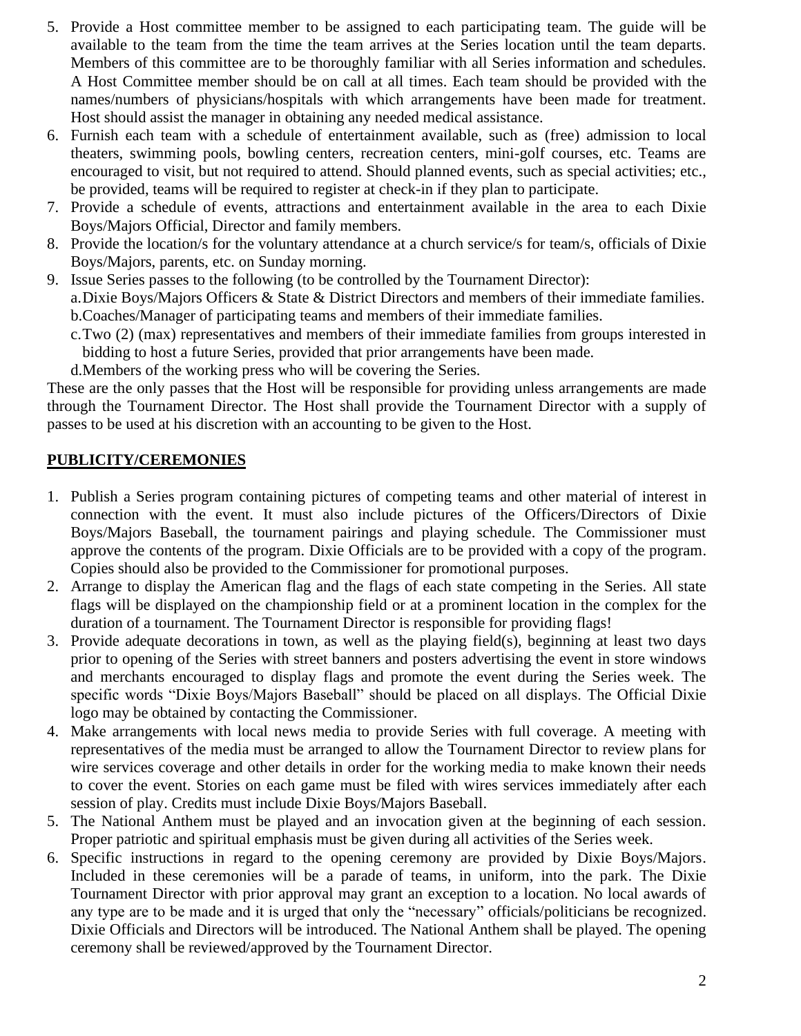5. Provide a Host committee member to be assigned to each participating team. The guide will be available to the team from the time the team arrives at the Series location until the team departs. Members of this committee are to be thoroughly familiar with all Series information and schedules. A Host Committee member should be on call at all times. Each team should be provided with the names/numbers of physicians/hospitals with which arrangements have been made for treatment. Host should assist the manager in obtaining any needed medical assistance.
6. Furnish each team with a schedule of entertainment available, such as (free) admission to local theaters, swimming pools, bowling centers, recreation centers, mini-golf courses, etc. Teams are encouraged to visit, but not required to attend. Should planned events, such as special activities; etc., be provided, teams will be required to register at check-in if they plan to participate.
7. Provide a schedule of events, attractions and entertainment available in the area to each Dixie Boys/Majors Official, Director and family members.
8. Provide the location/s for the voluntary attendance at a church service/s for team/s, officials of Dixie Boys/Majors, parents, etc. on Sunday morning.
9. Issue Series passes to the following (to be controlled by the Tournament Director):
   a. Dixie Boys/Majors Officers & State & District Directors and members of their immediate families.
   b. Coaches/Manager of participating teams and members of their immediate families.
   c. Two (2) (max) representatives and members of their immediate families from groups interested in bidding to host a future Series, provided that prior arrangements have been made.
   d. Members of the working press who will be covering the Series.

These are the only passes that the Host will be responsible for providing unless arrangements are made through the Tournament Director. The Host shall provide the Tournament Director with a supply of passes to be used at his discretion with an accounting to be given to the Host.

## PUBLICITY/CEREMONIES

1. Publish a Series program containing pictures of competing teams and other material of interest in connection with the event. It must also include pictures of the Officers/Directors of Dixie Boys/Majors Baseball, the tournament pairings and playing schedule. The Commissioner must approve the contents of the program. Dixie Officials are to be provided with a copy of the program. Copies should also be provided to the Commissioner for promotional purposes.
2. Arrange to display the American flag and the flags of each state competing in the Series. All state flags will be displayed on the championship field or at a prominent location in the complex for the duration of a tournament. The Tournament Director is responsible for providing flags!
3. Provide adequate decorations in town, as well as the playing field(s), beginning at least two days prior to opening of the Series with street banners and posters advertising the event in store windows and merchants encouraged to display flags and promote the event during the Series week. The specific words "Dixie Boys/Majors Baseball" should be placed on all displays. The Official Dixie logo may be obtained by contacting the Commissioner.
4. Make arrangements with local news media to provide Series with full coverage. A meeting with representatives of the media must be arranged to allow the Tournament Director to review plans for wire services coverage and other details in order for the working media to make known their needs to cover the event. Stories on each game must be filed with wires services immediately after each session of play. Credits must include Dixie Boys/Majors Baseball.
5. The National Anthem must be played and an invocation given at the beginning of each session. Proper patriotic and spiritual emphasis must be given during all activities of the Series week.
6. Specific instructions in regard to the opening ceremony are provided by Dixie Boys/Majors. Included in these ceremonies will be a parade of teams, in uniform, into the park. The Dixie Tournament Director with prior approval may grant an exception to a location. No local awards of any type are to be made and it is urged that only the "necessary" officials/politicians be recognized. Dixie Officials and Directors will be introduced. The National Anthem shall be played. The opening ceremony shall be reviewed/approved by the Tournament Director.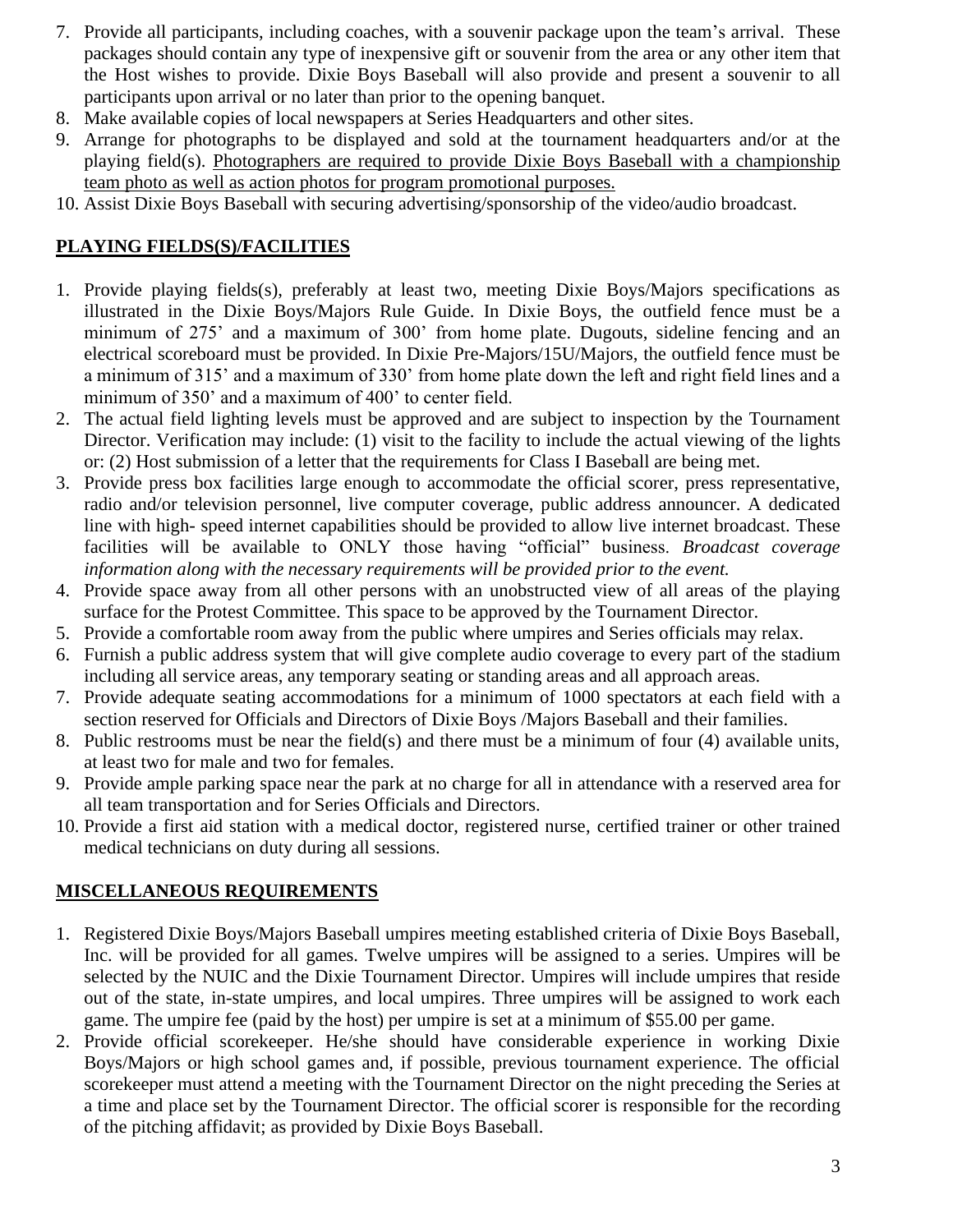7. Provide all participants, including coaches, with a souvenir package upon the team's arrival. These packages should contain any type of inexpensive gift or souvenir from the area or any other item that the Host wishes to provide. Dixie Boys Baseball will also provide and present a souvenir to all participants upon arrival or no later than prior to the opening banquet.
8. Make available copies of local newspapers at Series Headquarters and other sites.
9. Arrange for photographs to be displayed and sold at the tournament headquarters and/or at the playing field(s). Photographers are required to provide Dixie Boys Baseball with a championship team photo as well as action photos for program promotional purposes.
10. Assist Dixie Boys Baseball with securing advertising/sponsorship of the video/audio broadcast.

## PLAYING FIELDS(S)/FACILITIES

1. Provide playing fields(s), preferably at least two, meeting Dixie Boys/Majors specifications as illustrated in the Dixie Boys/Majors Rule Guide. In Dixie Boys, the outfield fence must be a minimum of 275' and a maximum of 300' from home plate. Dugouts, sideline fencing and an electrical scoreboard must be provided. In Dixie Pre-Majors/15U/Majors, the outfield fence must be a minimum of 315' and a maximum of 330' from home plate down the left and right field lines and a minimum of 350' and a maximum of 400' to center field.
2. The actual field lighting levels must be approved and are subject to inspection by the Tournament Director. Verification may include: (1) visit to the facility to include the actual viewing of the lights or: (2) Host submission of a letter that the requirements for Class I Baseball are being met.
3. Provide press box facilities large enough to accommodate the official scorer, press representative, radio and/or television personnel, live computer coverage, public address announcer. A dedicated line with high- speed internet capabilities should be provided to allow live internet broadcast. These facilities will be available to ONLY those having "official" business. *Broadcast coverage information along with the necessary requirements will be provided prior to the event.*
4. Provide space away from all other persons with an unobstructed view of all areas of the playing surface for the Protest Committee. This space to be approved by the Tournament Director.
5. Provide a comfortable room away from the public where umpires and Series officials may relax.
6. Furnish a public address system that will give complete audio coverage to every part of the stadium including all service areas, any temporary seating or standing areas and all approach areas.
7. Provide adequate seating accommodations for a minimum of 1000 spectators at each field with a section reserved for Officials and Directors of Dixie Boys /Majors Baseball and their families.
8. Public restrooms must be near the field(s) and there must be a minimum of four (4) available units, at least two for male and two for females.
9. Provide ample parking space near the park at no charge for all in attendance with a reserved area for all team transportation and for Series Officials and Directors.
10. Provide a first aid station with a medical doctor, registered nurse, certified trainer or other trained medical technicians on duty during all sessions.

## MISCELLANEOUS REQUIREMENTS

1. Registered Dixie Boys/Majors Baseball umpires meeting established criteria of Dixie Boys Baseball, Inc. will be provided for all games. Twelve umpires will be assigned to a series. Umpires will be selected by the NUIC and the Dixie Tournament Director. Umpires will include umpires that reside out of the state, in-state umpires, and local umpires. Three umpires will be assigned to work each game. The umpire fee (paid by the host) per umpire is set at a minimum of $55.00 per game.
2. Provide official scorekeeper. He/she should have considerable experience in working Dixie Boys/Majors or high school games and, if possible, previous tournament experience. The official scorekeeper must attend a meeting with the Tournament Director on the night preceding the Series at a time and place set by the Tournament Director. The official scorer is responsible for the recording of the pitching affidavit; as provided by Dixie Boys Baseball.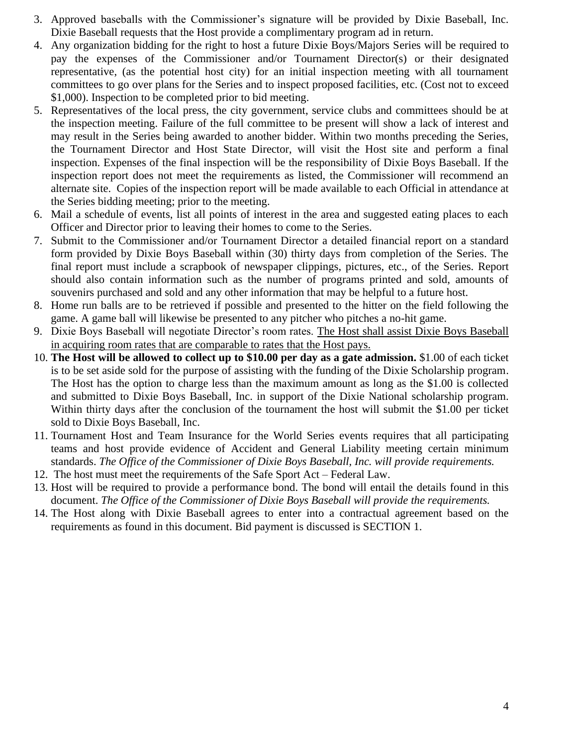3. Approved baseballs with the Commissioner's signature will be provided by Dixie Baseball, Inc. Dixie Baseball requests that the Host provide a complimentary program ad in return.
4. Any organization bidding for the right to host a future Dixie Boys/Majors Series will be required to pay the expenses of the Commissioner and/or Tournament Director(s) or their designated representative, (as the potential host city) for an initial inspection meeting with all tournament committees to go over plans for the Series and to inspect proposed facilities, etc. (Cost not to exceed $1,000). Inspection to be completed prior to bid meeting.
5. Representatives of the local press, the city government, service clubs and committees should be at the inspection meeting. Failure of the full committee to be present will show a lack of interest and may result in the Series being awarded to another bidder. Within two months preceding the Series, the Tournament Director and Host State Director, will visit the Host site and perform a final inspection. Expenses of the final inspection will be the responsibility of Dixie Boys Baseball. If the inspection report does not meet the requirements as listed, the Commissioner will recommend an alternate site. Copies of the inspection report will be made available to each Official in attendance at the Series bidding meeting; prior to the meeting.
6. Mail a schedule of events, list all points of interest in the area and suggested eating places to each Officer and Director prior to leaving their homes to come to the Series.
7. Submit to the Commissioner and/or Tournament Director a detailed financial report on a standard form provided by Dixie Boys Baseball within (30) thirty days from completion of the Series. The final report must include a scrapbook of newspaper clippings, pictures, etc., of the Series. Report should also contain information such as the number of programs printed and sold, amounts of souvenirs purchased and sold and any other information that may be helpful to a future host.
8. Home run balls are to be retrieved if possible and presented to the hitter on the field following the game. A game ball will likewise be presented to any pitcher who pitches a no-hit game.
9. Dixie Boys Baseball will negotiate Director's room rates. <u>The Host shall assist Dixie Boys Baseball in acquiring room rates that are comparable to rates that the Host pays.</u>
10. **The Host will be allowed to collect up to $10.00 per day as a gate admission.** $1.00 of each ticket is to be set aside sold for the purpose of assisting with the funding of the Dixie Scholarship program. The Host has the option to charge less than the maximum amount as long as the $1.00 is collected and submitted to Dixie Boys Baseball, Inc. in support of the Dixie National scholarship program. Within thirty days after the conclusion of the tournament the host will submit the $1.00 per ticket sold to Dixie Boys Baseball, Inc.
11. Tournament Host and Team Insurance for the World Series events requires that all participating teams and host provide evidence of Accident and General Liability meeting certain minimum standards. *The Office of the Commissioner of Dixie Boys Baseball, Inc. will provide requirements.*
12. The host must meet the requirements of the Safe Sport Act – Federal Law.
13. Host will be required to provide a performance bond. The bond will entail the details found in this document. *The Office of the Commissioner of Dixie Boys Baseball will provide the requirements.*
14. The Host along with Dixie Baseball agrees to enter into a contractual agreement based on the requirements as found in this document. Bid payment is discussed is SECTION 1.